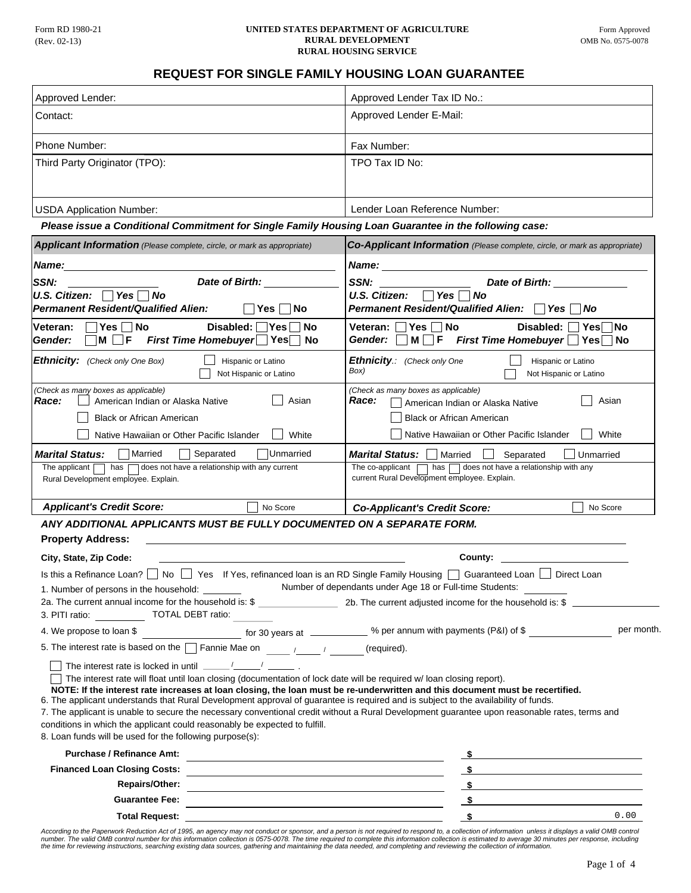Form RD 1980-21
(Rev. 02-13)

**UNITED STATES DEPARTMENT OF AGRICULTURE**
**RURAL DEVELOPMENT**
**RURAL HOUSING SERVICE**

Form Approved
OMB No. 0575-0078

# REQUEST FOR SINGLE FAMILY HOUSING LOAN GUARANTEE

| | |
|---|---|
| Approved Lender: | Approved Lender Tax ID No.: |
| Contact: | Approved Lender E-Mail: |
| Phone Number: | Fax Number: |
| Third Party Originator (TPO): | TPO Tax ID No: |
| USDA Application Number: | Lender Loan Reference Number: |

***Please issue a Conditional Commitment for Single Family Housing Loan Guarantee in the following case:***

| ***Applicant Information*** *(Please complete, circle, or mark as appropriate)* | ***Co-Applicant Information*** *(Please complete, circle, or mark as appropriate)* |
|---|---|
| ***Name:*** | ***Name:*** |
| ***SSN:*** ***Date of Birth:*** | ***SSN:*** ***Date of Birth:*** |
| ***U.S. Citizen:*** ☐ ***Yes*** ☐ ***No*** | ***U.S. Citizen:*** ☐ ***Yes*** ☐ ***No*** |
| ***Permanent Resident/Qualified Alien:*** ☐ **Yes** ☐ **No** | ***Permanent Resident/Qualified Alien:*** ☐ ***Yes*** ☐ ***No*** |
| **Veteran:** ☐ **Yes** ☐ **No** **Disabled:** ☐ **Yes** ☐ **No** | **Veteran:** ☐ **Yes** ☐ **No** **Disabled:** ☐ **Yes** ☐ **No** |
| ***Gender:*** ☐ **M** ☐ **F** ***First Time Homebuyer*** ☐ **Yes** ☐ **No** | ***Gender:*** ☐ **M** ☐ **F** ***First Time Homebuyer*** ☐ **Yes** ☐ **No** |
| ***Ethnicity:*** *(Check only One Box)* ☐ Hispanic or Latino ☐ Not Hispanic or Latino | ***Ethnicity.:*** *(Check only One Box)* ☐ Hispanic or Latino ☐ Not Hispanic or Latino |
| *(Check as many boxes as applicable)* ***Race:*** ☐ American Indian or Alaska Native ☐ Asian ☐ Black or African American ☐ Native Hawaiian or Other Pacific Islander ☐ White | *(Check as many boxes as applicable)* ***Race:*** ☐ American Indian or Alaska Native ☐ Asian ☐ Black or African American ☐ Native Hawaiian or Other Pacific Islander ☐ White |
| ***Marital Status:*** ☐ Married ☐ Separated ☐ Unmarried | ***Marital Status:*** ☐ Married ☐ Separated ☐ Unmarried |
| The applicant ☐ has ☐ does not have a relationship with any current Rural Development employee. Explain. | The co-applicant ☐ has ☐ does not have a relationship with any current Rural Development employee. Explain. |
| ***Applicant's Credit Score:*** ☐ No Score | ***Co-Applicant's Credit Score:*** ☐ No Score |

***ANY ADDITIONAL APPLICANTS MUST BE FULLY DOCUMENTED ON A SEPARATE FORM.***

**Property Address:**

**City, State, Zip Code:** **County:**

Is this a Refinance Loan? ☐ No ☐ Yes If Yes, refinanced loan is an RD Single Family Housing ☐ Guaranteed Loan ☐ Direct Loan

1. Number of persons in the household: ______ Number of dependants under Age 18 or Full-time Students: ______
2a. The current annual income for the household is: $ ______ 2b. The current adjusted income for the household is: $ ______
3. PITI ratio: ______ TOTAL DEBT ratio: ______
4. We propose to loan $ ______ for 30 years at ______ % per annum with payments (P&I) of $ ______ per month.
5. The interest rate is based on the ☐ Fannie Mae on ____/____/____ (required).

☐ The interest rate is locked in until ____/____/____ .

☐ The interest rate will float until loan closing (documentation of lock date will be required w/ loan closing report).

**NOTE: If the interest rate increases at loan closing, the loan must be re-underwritten and this document must be recertified.**

6. The applicant understands that Rural Development approval of guarantee is required and is subject to the availability of funds.
7. The applicant is unable to secure the necessary conventional credit without a Rural Development guarantee upon reasonable rates, terms and conditions in which the applicant could reasonably be expected to fulfill.
8. Loan funds will be used for the following purpose(s):

| | | |
|---|---|---|
| **Purchase / Refinance Amt:** | | **$** |
| **Financed Loan Closing Costs:** | | **$** |
| **Repairs/Other:** | | **$** |
| **Guarantee Fee:** | | **$** |
| **Total Request:** | | **$** 0.00 |

*According to the Paperwork Reduction Act of 1995, an agency may not conduct or sponsor, and a person is not required to respond to, a collection of information unless it displays a valid OMB control number. The valid OMB control number for this information collection is 0575-0078. The time required to complete this information collection is estimated to average 30 minutes per response, including the time for reviewing instructions, searching existing data sources, gathering and maintaining the data needed, and completing and reviewing the collection of information.*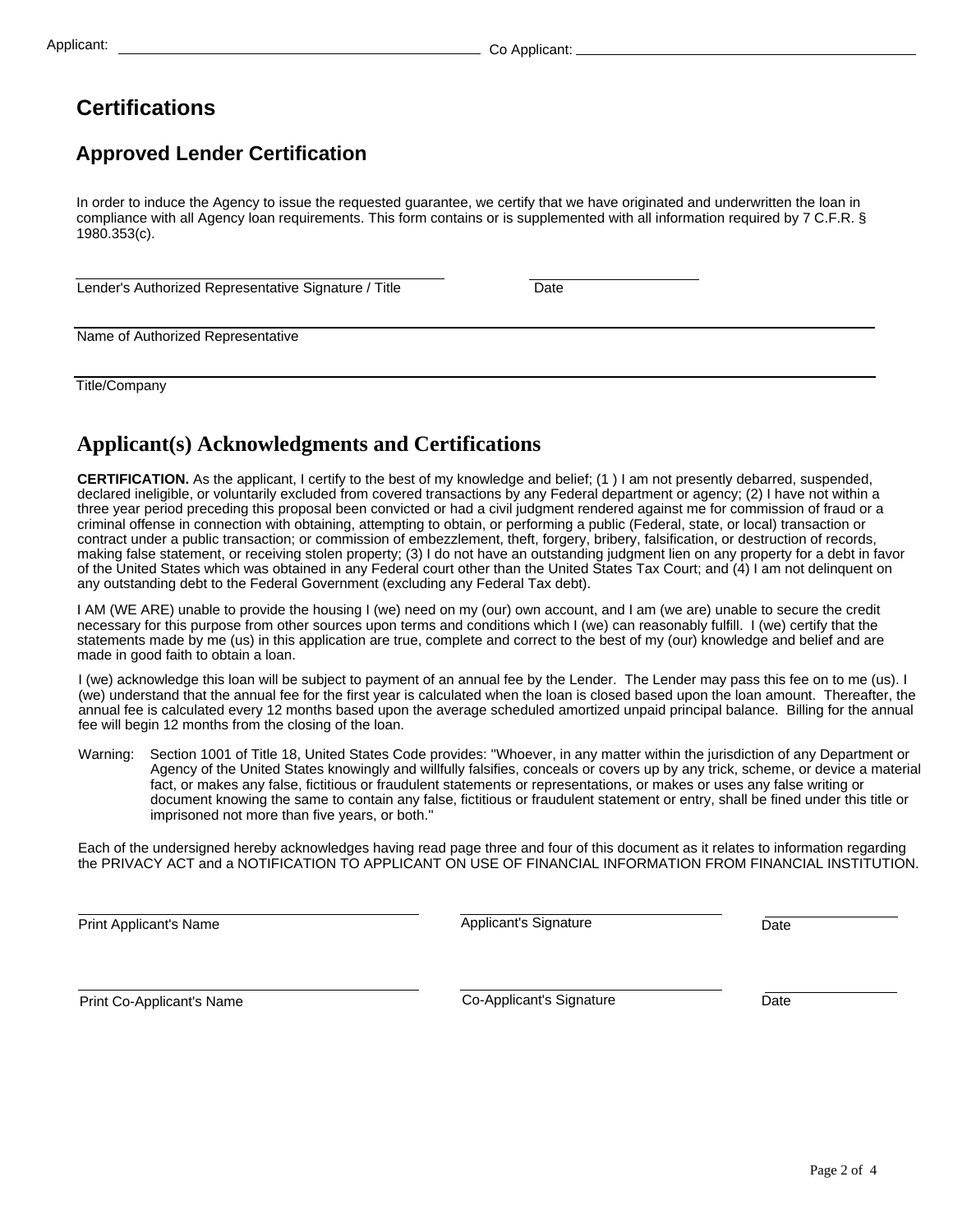Applicant: ______________________________ Co Applicant: ______________________________

# Certifications

## Approved Lender Certification

In order to induce the Agency to issue the requested guarantee, we certify that we have originated and underwritten the loan in compliance with all Agency loan requirements. This form contains or is supplemented with all information required by 7 C.F.R. § 1980.353(c).

______________________________ ______________________________

Lender's Authorized Representative Signature / Title Date

______________________________

Name of Authorized Representative

______________________________

Title/Company

## Applicant(s) Acknowledgments and Certifications

**CERTIFICATION.** As the applicant, I certify to the best of my knowledge and belief; (1 ) I am not presently debarred, suspended, declared ineligible, or voluntarily excluded from covered transactions by any Federal department or agency; (2) I have not within a three year period preceding this proposal been convicted or had a civil judgment rendered against me for commission of fraud or a criminal offense in connection with obtaining, attempting to obtain, or performing a public (Federal, state, or local) transaction or contract under a public transaction; or commission of embezzlement, theft, forgery, bribery, falsification, or destruction of records, making false statement, or receiving stolen property; (3) I do not have an outstanding judgment lien on any property for a debt in favor of the United States which was obtained in any Federal court other than the United States Tax Court; and (4) I am not delinquent on any outstanding debt to the Federal Government (excluding any Federal Tax debt).

I AM (WE ARE) unable to provide the housing I (we) need on my (our) own account, and I am (we are) unable to secure the credit necessary for this purpose from other sources upon terms and conditions which I (we) can reasonably fulfill. I (we) certify that the statements made by me (us) in this application are true, complete and correct to the best of my (our) knowledge and belief and are made in good faith to obtain a loan.

I (we) acknowledge this loan will be subject to payment of an annual fee by the Lender. The Lender may pass this fee on to me (us). I (we) understand that the annual fee for the first year is calculated when the loan is closed based upon the loan amount. Thereafter, the annual fee is calculated every 12 months based upon the average scheduled amortized unpaid principal balance. Billing for the annual fee will begin 12 months from the closing of the loan.

Warning: Section 1001 of Title 18, United States Code provides: "Whoever, in any matter within the jurisdiction of any Department or Agency of the United States knowingly and willfully falsifies, conceals or covers up by any trick, scheme, or device a material fact, or makes any false, fictitious or fraudulent statements or representations, or makes or uses any false writing or document knowing the same to contain any false, fictitious or fraudulent statement or entry, shall be fined under this title or imprisoned not more than five years, or both."

Each of the undersigned hereby acknowledges having read page three and four of this document as it relates to information regarding the PRIVACY ACT and a NOTIFICATION TO APPLICANT ON USE OF FINANCIAL INFORMATION FROM FINANCIAL INSTITUTION.

______________________________ ______________________________ ______________

Print Applicant's Name Applicant's Signature Date

______________________________ ______________________________ ______________

Print Co-Applicant's Name Co-Applicant's Signature Date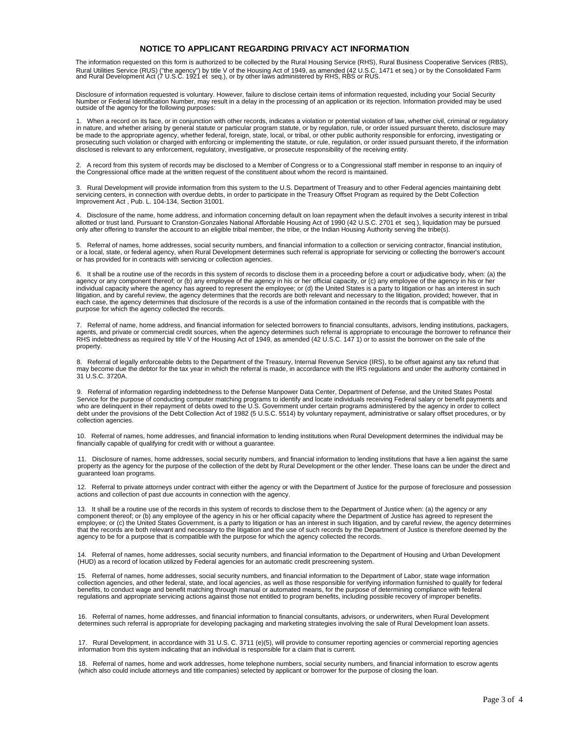# NOTICE TO APPLICANT REGARDING PRIVACY ACT INFORMATION

The information requested on this form is authorized to be collected by the Rural Housing Service (RHS), Rural Business Cooperative Services (RBS), Rural Utilities Service (RUS) ("the agency") by title V of the Housing Act of 1949, as amended (42 U.S.C. 1471 et seq.) or by the Consolidated Farm and Rural Development Act (7 U.S.C. 1921 et seq.), or by other laws administered by RHS, RBS or RUS.

Disclosure of information requested is voluntary. However, failure to disclose certain items of information requested, including your Social Security Number or Federal Identification Number, may result in a delay in the processing of an application or its rejection. Information provided may be used outside of the agency for the following purposes:

1. When a record on its face, or in conjunction with other records, indicates a violation or potential violation of law, whether civil, criminal or regulatory in nature, and whether arising by general statute or particular program statute, or by regulation, rule, or order issued pursuant thereto, disclosure may be made to the appropriate agency, whether federal, foreign, state, local, or tribal, or other public authority responsible for enforcing, investigating or prosecuting such violation or charged with enforcing or implementing the statute, or rule, regulation, or order issued pursuant thereto, if the information disclosed is relevant to any enforcement, regulatory, investigative, or prosecute responsibility of the receiving entity.

2. A record from this system of records may be disclosed to a Member of Congress or to a Congressional staff member in response to an inquiry of the Congressional office made at the written request of the constituent about whom the record is maintained.

3. Rural Development will provide information from this system to the U.S. Department of Treasury and to other Federal agencies maintaining debt servicing centers, in connection with overdue debts, in order to participate in the Treasury Offset Program as required by the Debt Collection Improvement Act , Pub. L. 104-134, Section 31001.

4. Disclosure of the name, home address, and information concerning default on loan repayment when the default involves a security interest in tribal allotted or trust land. Pursuant to Cranston-Gonzales National Affordable Housing Act of 1990 (42 U.S.C. 2701 et seq.), liquidation may be pursued only after offering to transfer the account to an eligible tribal member, the tribe, or the Indian Housing Authority serving the tribe(s).

5. Referral of names, home addresses, social security numbers, and financial information to a collection or servicing contractor, financial institution, or a local, state, or federal agency, when Rural Development determines such referral is appropriate for servicing or collecting the borrower's account or has provided for in contracts with servicing or collection agencies.

6. It shall be a routine use of the records in this system of records to disclose them in a proceeding before a court or adjudicative body, when: (a) the agency or any component thereof; or (b) any employee of the agency in his or her official capacity, or (c) any employee of the agency in his or her individual capacity where the agency has agreed to represent the employee; or (d) the United States is a party to litigation or has an interest in such litigation, and by careful review, the agency determines that the records are both relevant and necessary to the litigation, provided; however, that in each case, the agency determines that disclosure of the records is a use of the information contained in the records that is compatible with the purpose for which the agency collected the records.

7. Referral of name, home address, and financial information for selected borrowers to financial consultants, advisors, lending institutions, packagers, agents, and private or commercial credit sources, when the agency determines such referral is appropriate to encourage the borrower to refinance their RHS indebtedness as required by title V of the Housing Act of 1949, as amended (42 U.S.C. 147 1) or to assist the borrower on the sale of the property.

8. Referral of legally enforceable debts to the Department of the Treasury, Internal Revenue Service (IRS), to be offset against any tax refund that may become due the debtor for the tax year in which the referral is made, in accordance with the IRS regulations and under the authority contained in 31 U.S.C. 3720A.

9. Referral of information regarding indebtedness to the Defense Manpower Data Center, Department of Defense, and the United States Postal Service for the purpose of conducting computer matching programs to identify and locate individuals receiving Federal salary or benefit payments and who are delinquent in their repayment of debts owed to the U.S. Government under certain programs administered by the agency in order to collect debt under the provisions of the Debt Collection Act of 1982 (5 U.S.C. 5514) by voluntary repayment, administrative or salary offset procedures, or by collection agencies.

10. Referral of names, home addresses, and financial information to lending institutions when Rural Development determines the individual may be financially capable of qualifying for credit with or without a guarantee.

11. Disclosure of names, home addresses, social security numbers, and financial information to lending institutions that have a lien against the same property as the agency for the purpose of the collection of the debt by Rural Development or the other lender. These loans can be under the direct and guaranteed loan programs.

12. Referral to private attorneys under contract with either the agency or with the Department of Justice for the purpose of foreclosure and possession actions and collection of past due accounts in connection with the agency.

13. It shall be a routine use of the records in this system of records to disclose them to the Department of Justice when: (a) the agency or any component thereof; or (b) any employee of the agency in his or her official capacity where the Department of Justice has agreed to represent the employee; or (c) the United States Government, is a party to litigation or has an interest in such litigation, and by careful review, the agency determines that the records are both relevant and necessary to the litigation and the use of such records by the Department of Justice is therefore deemed by the agency to be for a purpose that is compatible with the purpose for which the agency collected the records.

14. Referral of names, home addresses, social security numbers, and financial information to the Department of Housing and Urban Development (HUD) as a record of location utilized by Federal agencies for an automatic credit prescreening system.

15. Referral of names, home addresses, social security numbers, and financial information to the Department of Labor, state wage information collection agencies, and other federal, state, and local agencies, as well as those responsible for verifying information furnished to qualify for federal benefits, to conduct wage and benefit matching through manual or automated means, for the purpose of determining compliance with federal regulations and appropriate servicing actions against those not entitled to program benefits, including possible recovery of improper benefits.

16. Referral of names, home addresses, and financial information to financial consultants, advisors, or underwriters, when Rural Development determines such referral is appropriate for developing packaging and marketing strategies involving the sale of Rural Development loan assets.

17. Rural Development, in accordance with 31 U.S. C. 3711 (e)(5), will provide to consumer reporting agencies or commercial reporting agencies information from this system indicating that an individual is responsible for a claim that is current.

18. Referral of names, home and work addresses, home telephone numbers, social security numbers, and financial information to escrow agents (which also could include attorneys and title companies) selected by applicant or borrower for the purpose of closing the loan.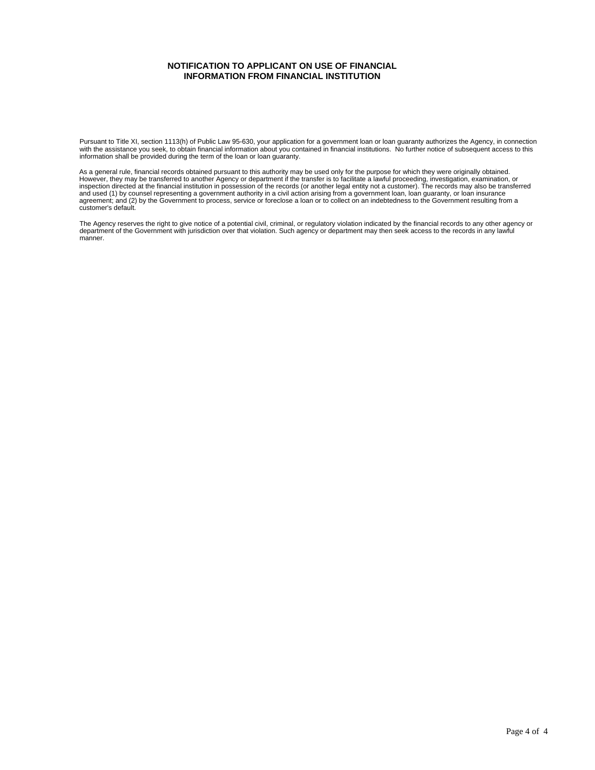# NOTIFICATION TO APPLICANT ON USE OF FINANCIAL INFORMATION FROM FINANCIAL INSTITUTION

Pursuant to Title XI, section 1113(h) of Public Law 95-630, your application for a government loan or loan guaranty authorizes the Agency, in connection with the assistance you seek, to obtain financial information about you contained in financial institutions. No further notice of subsequent access to this information shall be provided during the term of the loan or loan guaranty.

As a general rule, financial records obtained pursuant to this authority may be used only for the purpose for which they were originally obtained. However, they may be transferred to another Agency or department if the transfer is to facilitate a lawful proceeding, investigation, examination, or inspection directed at the financial institution in possession of the records (or another legal entity not a customer). The records may also be transferred and used (1) by counsel representing a government authority in a civil action arising from a government loan, loan guaranty, or loan insurance agreement; and (2) by the Government to process, service or foreclose a loan or to collect on an indebtedness to the Government resulting from a customer's default.

The Agency reserves the right to give notice of a potential civil, criminal, or regulatory violation indicated by the financial records to any other agency or department of the Government with jurisdiction over that violation. Such agency or department may then seek access to the records in any lawful manner.